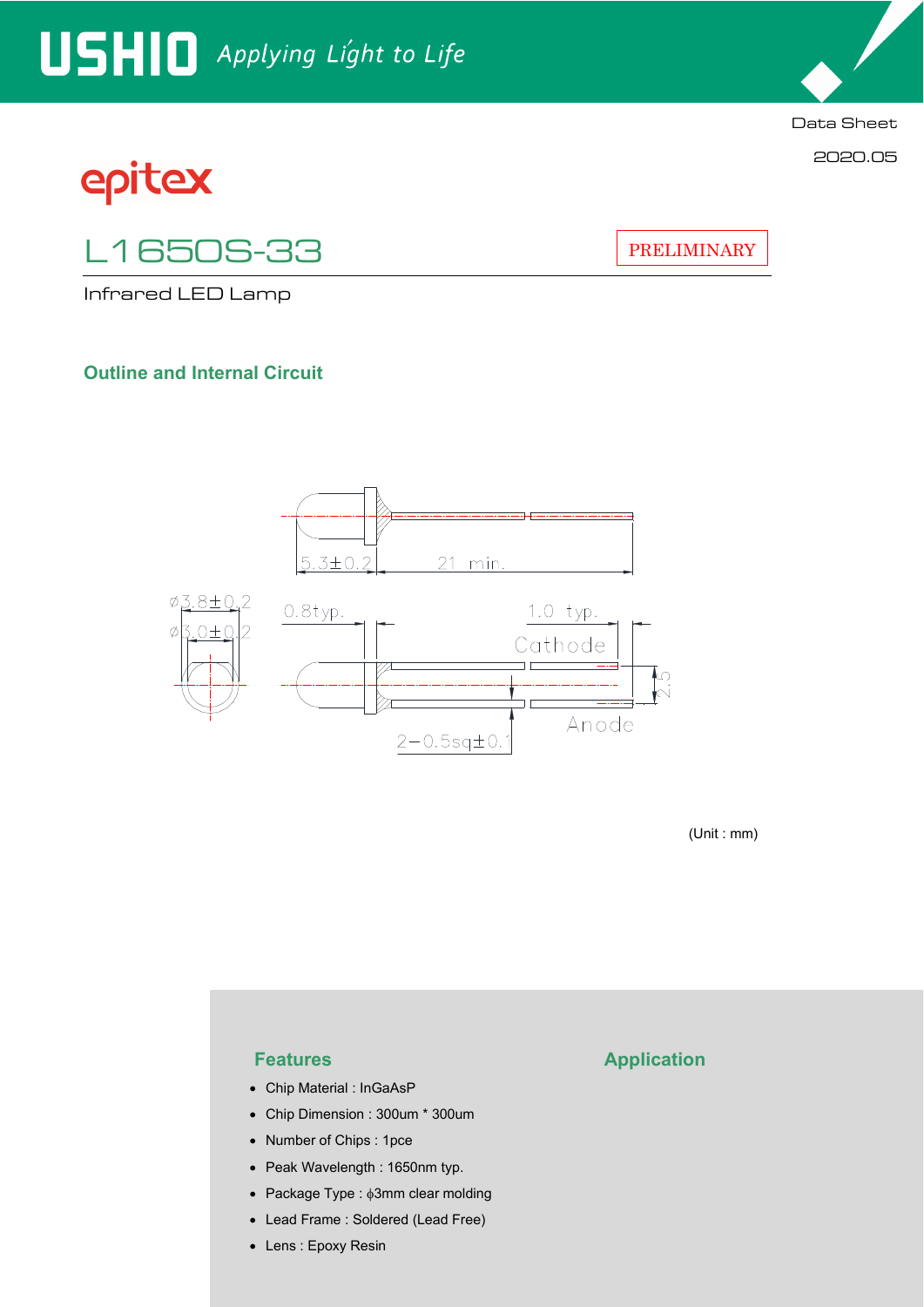epitex

# L1650S-33

PRELIMINARY

Infrared LED Lamp

Data Sheet

2020.05

## Outline and Internal Circuit

(Unit : mm)

## Features

- Chip Material : InGaAsP
- Chip Dimension : 300um * 300um
- Number of Chips : 1pce
- Peak Wavelength : 1650nm typ.
- Package Type : ϕ3mm clear molding
- Lead Frame : Soldered (Lead Free)
- Lens : Epoxy Resin

## Application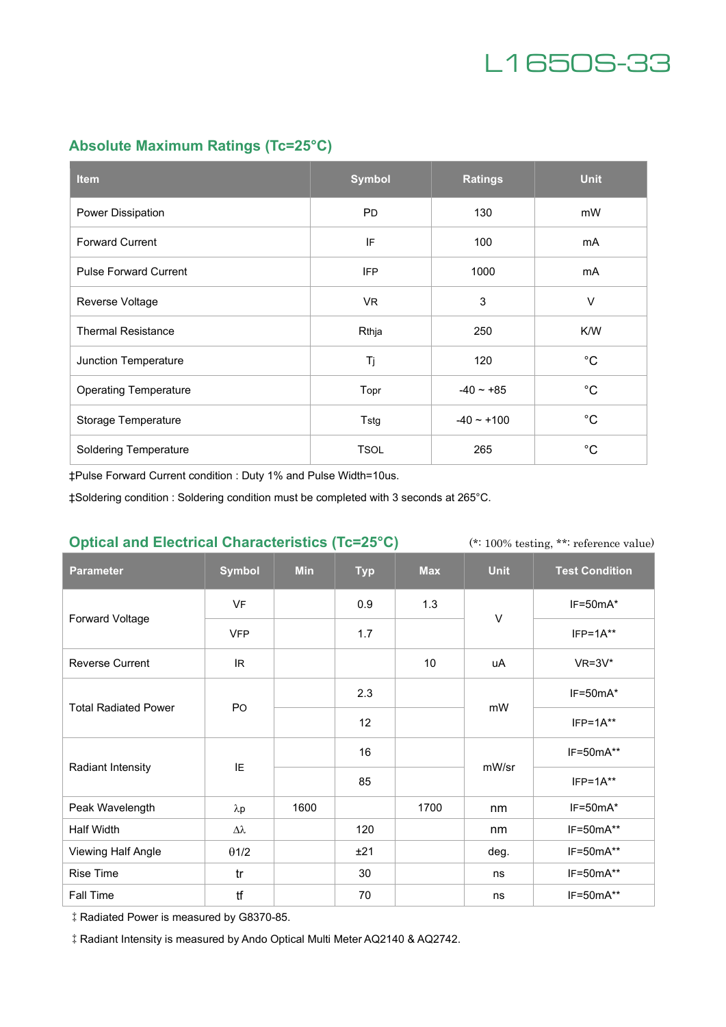L1650S-33

## Absolute Maximum Ratings (Tc=25°C)

| Item | Symbol | Ratings | Unit |
|---|---|---|---|
| Power Dissipation | PD | 130 | mW |
| Forward Current | IF | 100 | mA |
| Pulse Forward Current | IFP | 1000 | mA |
| Reverse Voltage | VR | 3 | V |
| Thermal Resistance | Rthja | 250 | K/W |
| Junction Temperature | Tj | 120 | °C |
| Operating Temperature | Topr | -40 ~ +85 | °C |
| Storage Temperature | Tstg | -40 ~ +100 | °C |
| Soldering Temperature | TSOL | 265 | °C |

‡Pulse Forward Current condition : Duty 1% and Pulse Width=10us.

‡Soldering condition : Soldering condition must be completed with 3 seconds at 265°C.

## Optical and Electrical Characteristics (Tc=25°C)

(*: 100% testing, **: reference value)

| Parameter | Symbol | Min | Typ | Max | Unit | Test Condition |
|---|---|---|---|---|---|---|
| Forward Voltage | VF | | 0.9 | 1.3 | V | IF=50mA* |
| | VFP | | 1.7 | | | IFP=1A** |
| Reverse Current | IR | | | 10 | uA | VR=3V* |
| Total Radiated Power | PO | | 2.3 | | mW | IF=50mA* |
| | | | 12 | | | IFP=1A** |
| Radiant Intensity | IE | | 16 | | mW/sr | IF=50mA** |
| | | | 85 | | | IFP=1A** |
| Peak Wavelength | λp | 1600 | | 1700 | nm | IF=50mA* |
| Half Width | Δλ | | 120 | | nm | IF=50mA** |
| Viewing Half Angle | θ1/2 | | ±21 | | deg. | IF=50mA** |
| Rise Time | tr | | 30 | | ns | IF=50mA** |
| Fall Time | tf | | 70 | | ns | IF=50mA** |

‡ Radiated Power is measured by G8370-85.

‡ Radiant Intensity is measured by Ando Optical Multi Meter AQ2140 & AQ2742.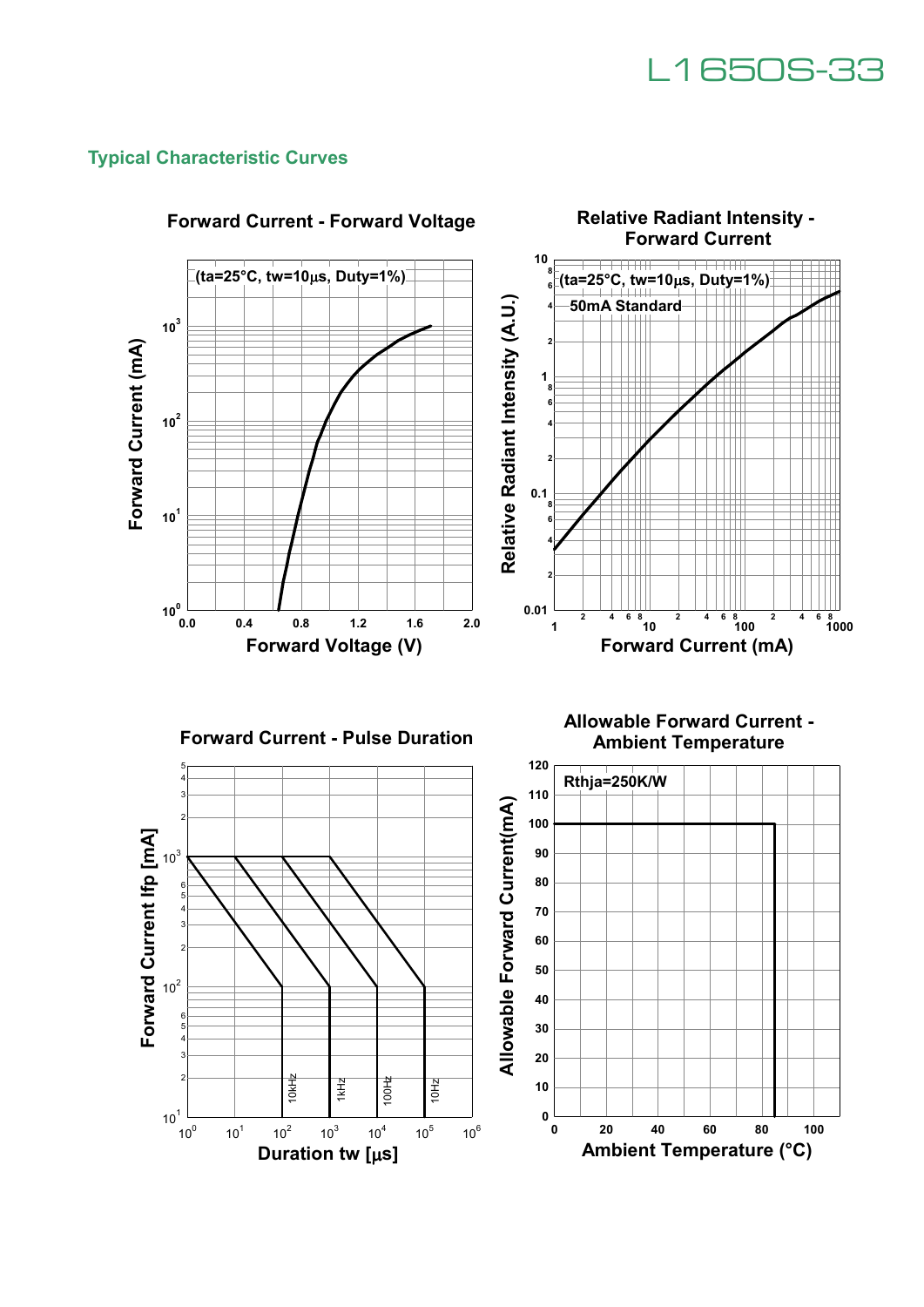## Typical Characteristic Curves

**Forward Current - Forward Voltage**

(ta=25°C, tw=10μs, Duty=1%)

Forward Current (mA)

Forward Voltage (V)

**Relative Radiant Intensity - Forward Current**

(ta=25°C, tw=10μs, Duty=1%)

50mA Standard

Relative Radiant Intensity (A.U.)

Forward Current (mA)

**Forward Current - Pulse Duration**

Forward Current Ifp [mA]

Duration tw [μs]

10kHz, 1kHz, 100Hz, 10Hz

**Allowable Forward Current - Ambient Temperature**

Rthja=250K/W

Allowable Forward Current(mA)

Ambient Temperature (°C)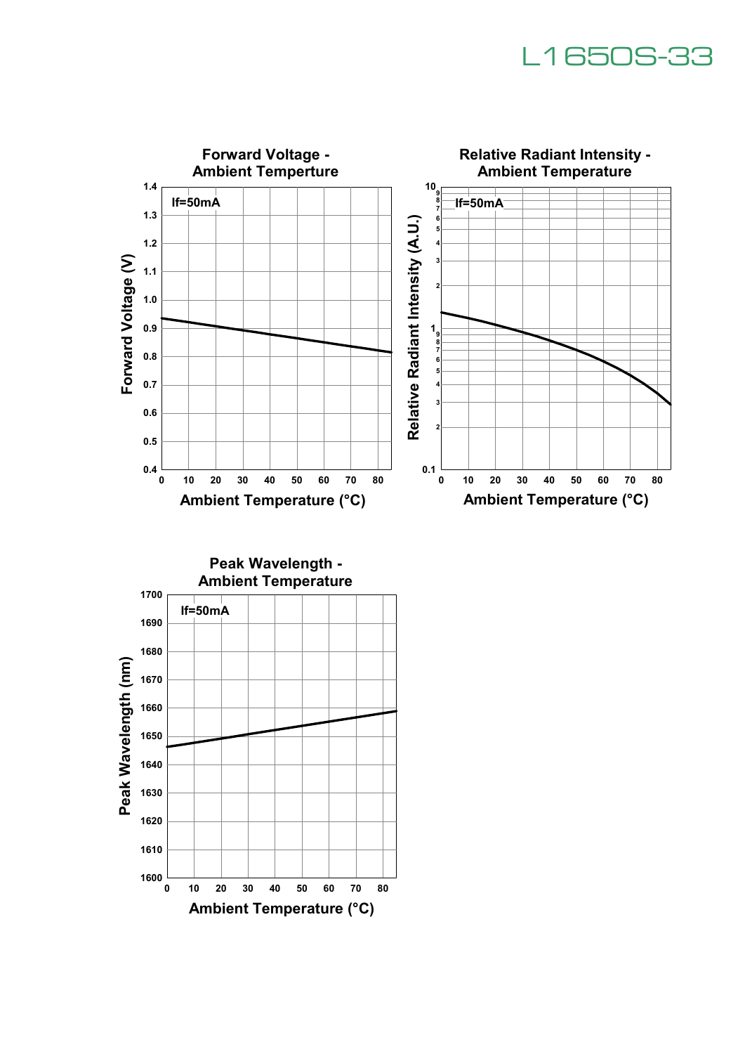**Forward Voltage - Ambient Temperture**

If=50mA

Forward Voltage (V) vs. Ambient Temperature (°C)

**Relative Radiant Intensity - Ambient Temperature**

If=50mA

Relative Radiant Intensity (A.U.) vs. Ambient Temperature (°C)

**Peak Wavelength - Ambient Temperature**

If=50mA

Peak Wavelength (nm) vs. Ambient Temperature (°C)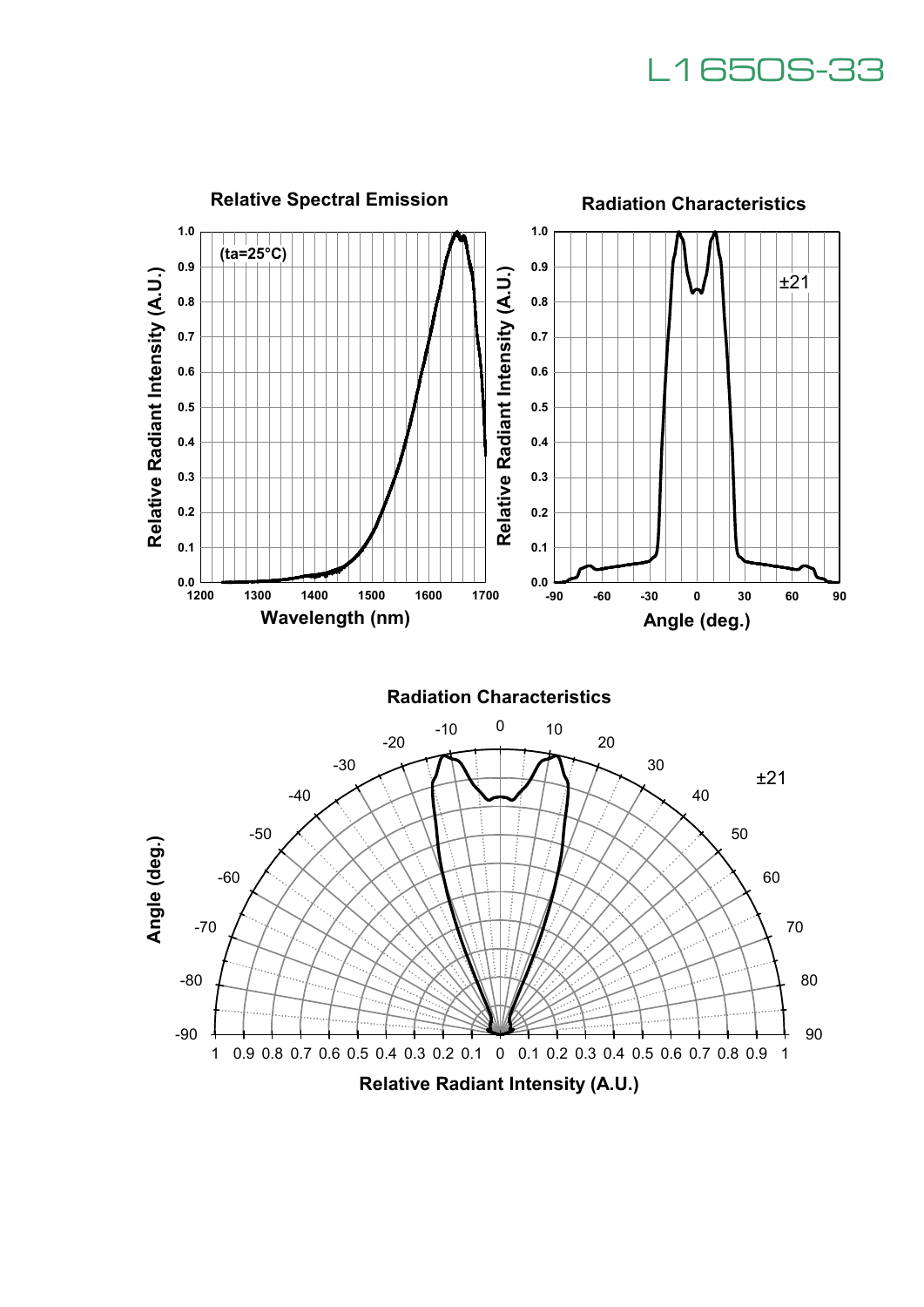**Relative Spectral Emission**

(ta=25°C)

**Radiation Characteristics**

±21

**Radiation Characteristics**

±21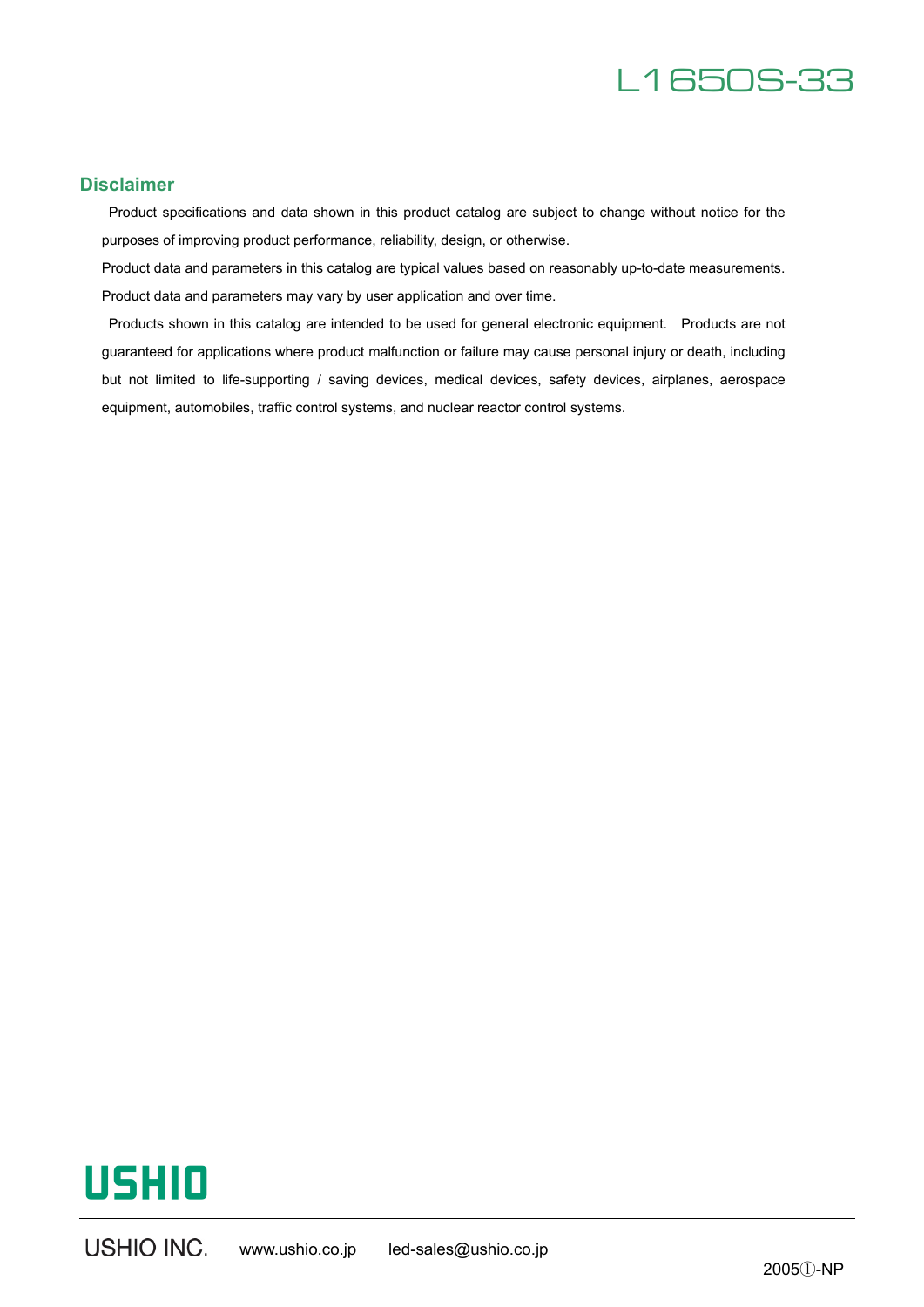## Disclaimer

Product specifications and data shown in this product catalog are subject to change without notice for the purposes of improving product performance, reliability, design, or otherwise.

Product data and parameters in this catalog are typical values based on reasonably up-to-date measurements. Product data and parameters may vary by user application and over time.

Products shown in this catalog are intended to be used for general electronic equipment. Products are not guaranteed for applications where product malfunction or failure may cause personal injury or death, including but not limited to life-supporting / saving devices, medical devices, safety devices, airplanes, aerospace equipment, automobiles, traffic control systems, and nuclear reactor control systems.

USHIO

USHIO INC. www.ushio.co.jp led-sales@ushio.co.jp

2005①-NP